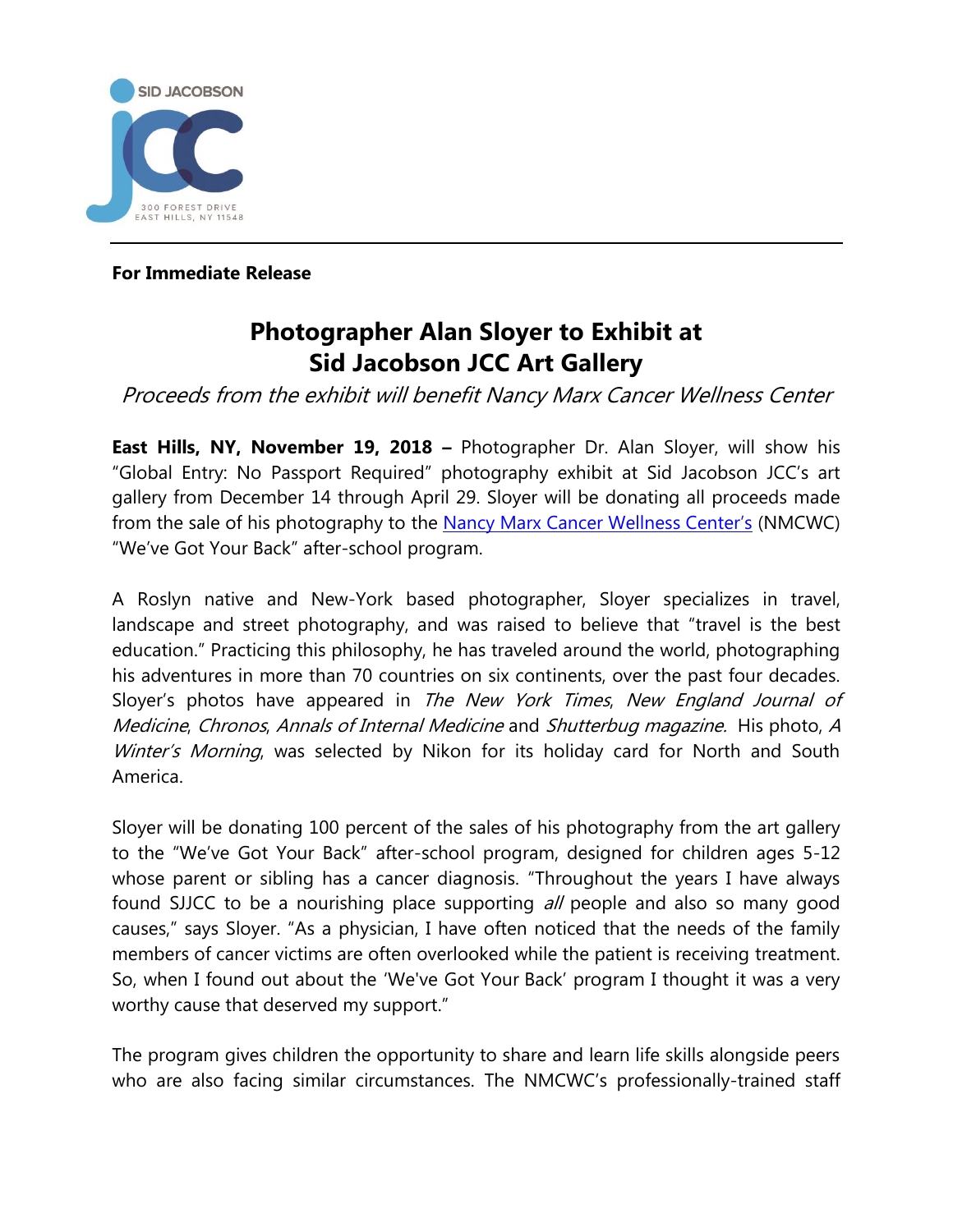SID JACOBSON JCC
300 FOREST DRIVE
EAST HILLS, NY 11548

---

**For Immediate Release**

# Photographer Alan Sloyer to Exhibit at Sid Jacobson JCC Art Gallery

*Proceeds from the exhibit will benefit Nancy Marx Cancer Wellness Center*

**East Hills, NY, November 19, 2018 –** Photographer Dr. Alan Sloyer, will show his "Global Entry: No Passport Required" photography exhibit at Sid Jacobson JCC's art gallery from December 14 through April 29. Sloyer will be donating all proceeds made from the sale of his photography to the Nancy Marx Cancer Wellness Center's (NMCWC) "We've Got Your Back" after-school program.

A Roslyn native and New-York based photographer, Sloyer specializes in travel, landscape and street photography, and was raised to believe that "travel is the best education." Practicing this philosophy, he has traveled around the world, photographing his adventures in more than 70 countries on six continents, over the past four decades. Sloyer's photos have appeared in *The New York Times*, *New England Journal of Medicine*, *Chronos*, *Annals of Internal Medicine* and *Shutterbug magazine.* His photo, *A Winter's Morning*, was selected by Nikon for its holiday card for North and South America.

Sloyer will be donating 100 percent of the sales of his photography from the art gallery to the "We've Got Your Back" after-school program, designed for children ages 5-12 whose parent or sibling has a cancer diagnosis. "Throughout the years I have always found SJJCC to be a nourishing place supporting *all* people and also so many good causes," says Sloyer. "As a physician, I have often noticed that the needs of the family members of cancer victims are often overlooked while the patient is receiving treatment. So, when I found out about the 'We've Got Your Back' program I thought it was a very worthy cause that deserved my support."

The program gives children the opportunity to share and learn life skills alongside peers who are also facing similar circumstances. The NMCWC's professionally-trained staff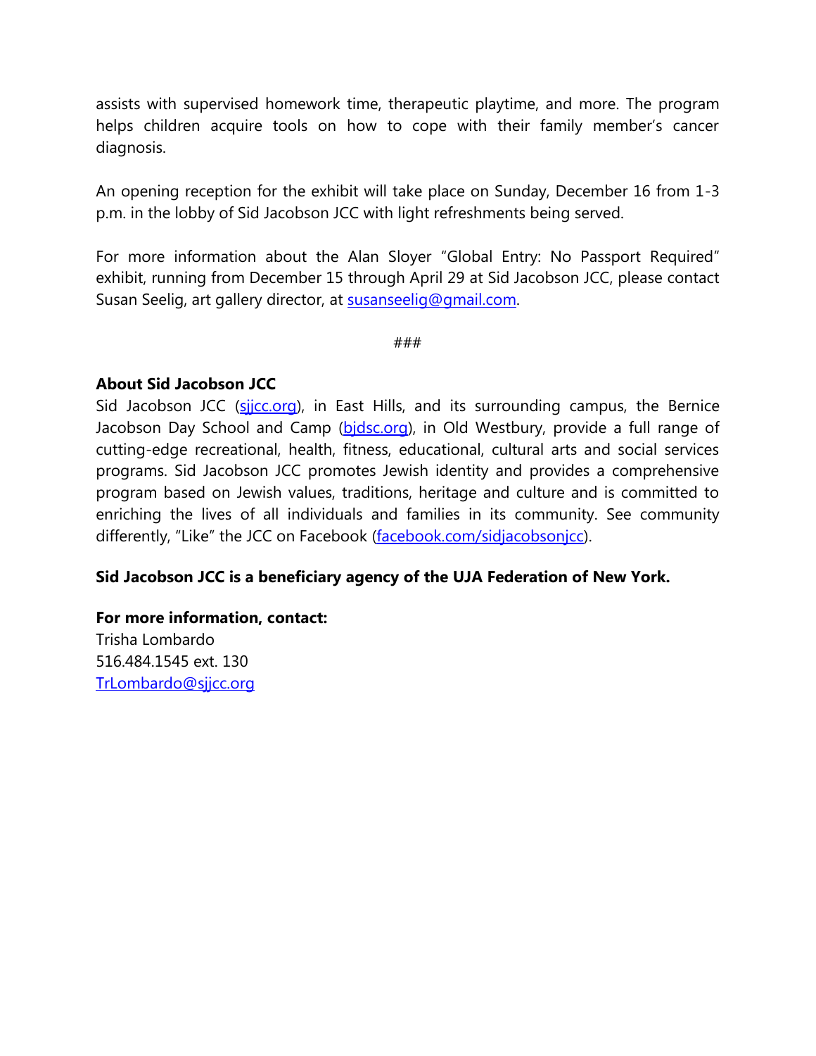assists with supervised homework time, therapeutic playtime, and more. The program helps children acquire tools on how to cope with their family member's cancer diagnosis.

An opening reception for the exhibit will take place on Sunday, December 16 from 1-3 p.m. in the lobby of Sid Jacobson JCC with light refreshments being served.

For more information about the Alan Sloyer "Global Entry: No Passport Required" exhibit, running from December 15 through April 29 at Sid Jacobson JCC, please contact Susan Seelig, art gallery director, at susanseelig@gmail.com.

###

**About Sid Jacobson JCC**
Sid Jacobson JCC (sjjcc.org), in East Hills, and its surrounding campus, the Bernice Jacobson Day School and Camp (bjdsc.org), in Old Westbury, provide a full range of cutting-edge recreational, health, fitness, educational, cultural arts and social services programs. Sid Jacobson JCC promotes Jewish identity and provides a comprehensive program based on Jewish values, traditions, heritage and culture and is committed to enriching the lives of all individuals and families in its community. See community differently, "Like" the JCC on Facebook (facebook.com/sidjacobsonjcc).

**Sid Jacobson JCC is a beneficiary agency of the UJA Federation of New York.**

**For more information, contact:**
Trisha Lombardo
516.484.1545 ext. 130
TrLombardo@sjjcc.org